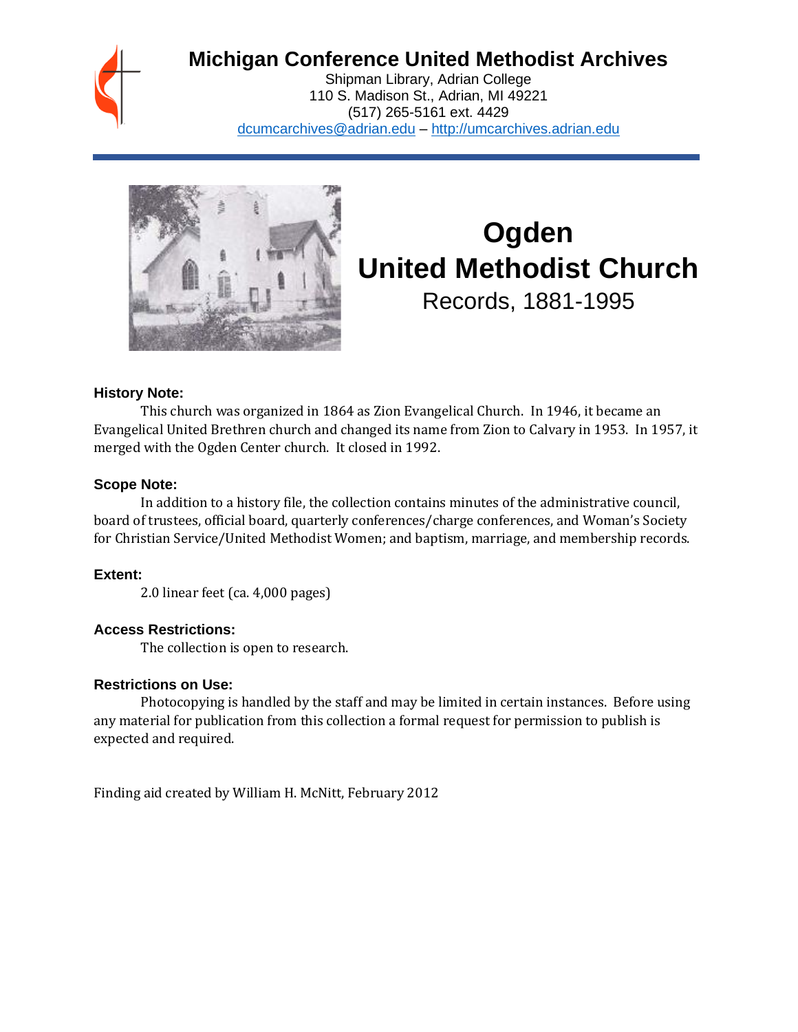# Michigan Conference United Methodist Archives

Shipman Library, Adrian College
110 S. Madison St., Adrian, MI 49221
(517) 265-5161 ext. 4429
dcumcarchives@adrian.edu – http://umcarchives.adrian.edu

# Ogden United Methodist Church

Records, 1881-1995

### History Note:

This church was organized in 1864 as Zion Evangelical Church. In 1946, it became an Evangelical United Brethren church and changed its name from Zion to Calvary in 1953. In 1957, it merged with the Ogden Center church. It closed in 1992.

### Scope Note:

In addition to a history file, the collection contains minutes of the administrative council, board of trustees, official board, quarterly conferences/charge conferences, and Woman's Society for Christian Service/United Methodist Women; and baptism, marriage, and membership records.

### Extent:

2.0 linear feet (ca. 4,000 pages)

### Access Restrictions:

The collection is open to research.

### Restrictions on Use:

Photocopying is handled by the staff and may be limited in certain instances. Before using any material for publication from this collection a formal request for permission to publish is expected and required.

Finding aid created by William H. McNitt, February 2012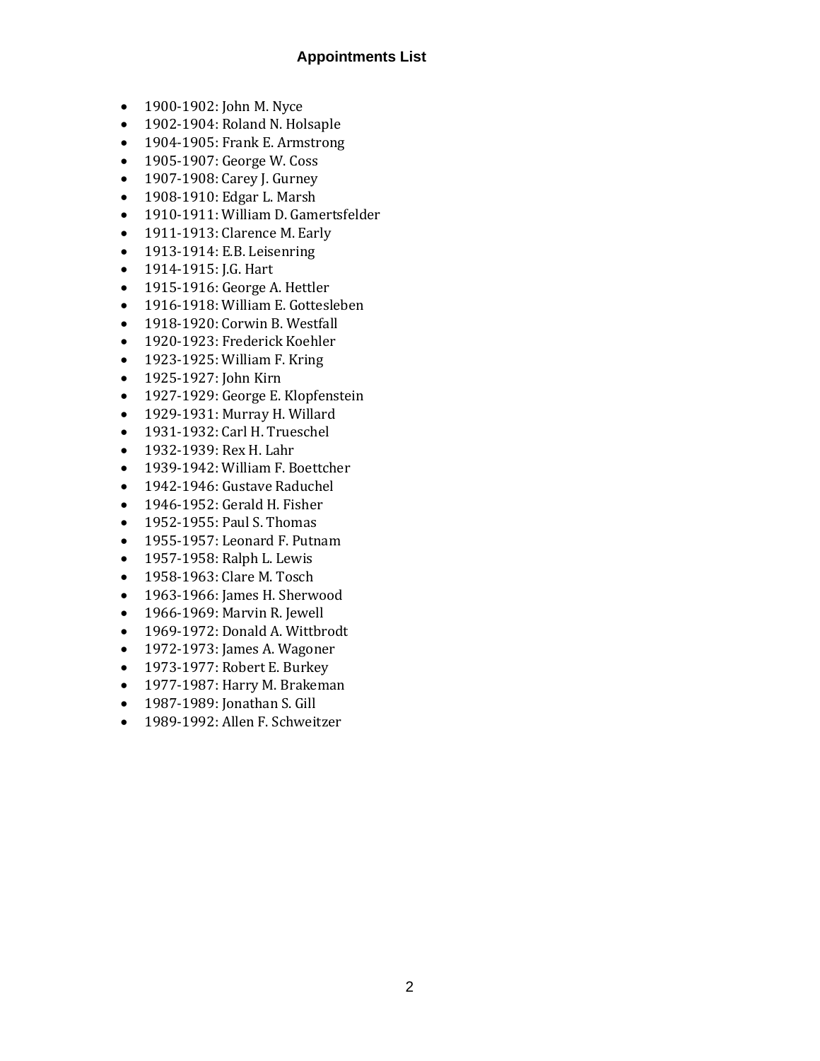## Appointments List

- 1900-1902: John M. Nyce
- 1902-1904: Roland N. Holsaple
- 1904-1905: Frank E. Armstrong
- 1905-1907: George W. Coss
- 1907-1908: Carey J. Gurney
- 1908-1910: Edgar L. Marsh
- 1910-1911: William D. Gamertsfelder
- 1911-1913: Clarence M. Early
- 1913-1914: E.B. Leisenring
- 1914-1915: J.G. Hart
- 1915-1916: George A. Hettler
- 1916-1918: William E. Gottesleben
- 1918-1920: Corwin B. Westfall
- 1920-1923: Frederick Koehler
- 1923-1925: William F. Kring
- 1925-1927: John Kirn
- 1927-1929: George E. Klopfenstein
- 1929-1931: Murray H. Willard
- 1931-1932: Carl H. Trueschel
- 1932-1939: Rex H. Lahr
- 1939-1942: William F. Boettcher
- 1942-1946: Gustave Raduchel
- 1946-1952: Gerald H. Fisher
- 1952-1955: Paul S. Thomas
- 1955-1957: Leonard F. Putnam
- 1957-1958: Ralph L. Lewis
- 1958-1963: Clare M. Tosch
- 1963-1966: James H. Sherwood
- 1966-1969: Marvin R. Jewell
- 1969-1972: Donald A. Wittbrodt
- 1972-1973: James A. Wagoner
- 1973-1977: Robert E. Burkey
- 1977-1987: Harry M. Brakeman
- 1987-1989: Jonathan S. Gill
- 1989-1992: Allen F. Schweitzer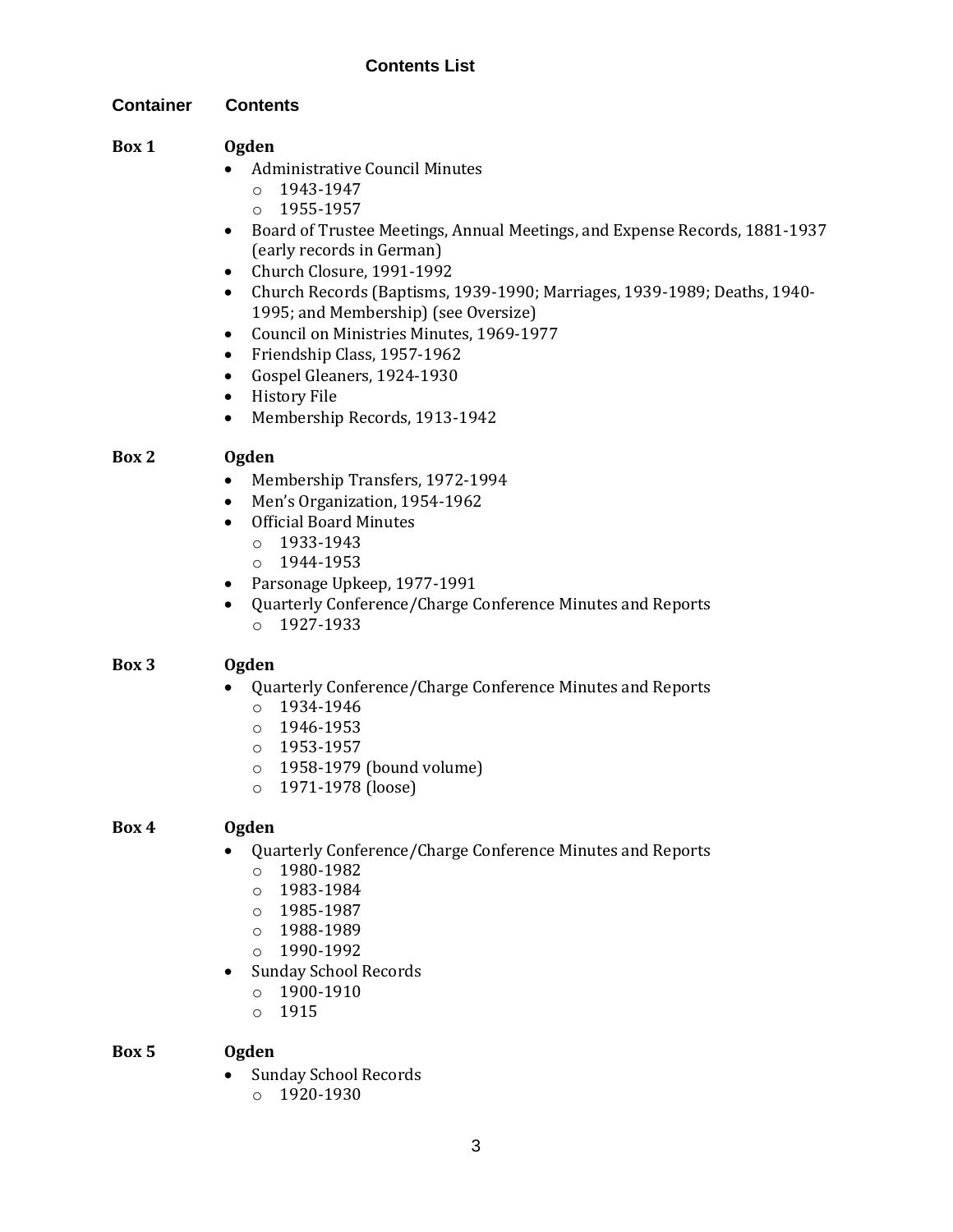# Contents List

| Container | Contents |
| --- | --- |

**Box 1** — **Ogden**

- Administrative Council Minutes
  - 1943-1947
  - 1955-1957
- Board of Trustee Meetings, Annual Meetings, and Expense Records, 1881-1937 (early records in German)
- Church Closure, 1991-1992
- Church Records (Baptisms, 1939-1990; Marriages, 1939-1989; Deaths, 1940-1995; and Membership) (see Oversize)
- Council on Ministries Minutes, 1969-1977
- Friendship Class, 1957-1962
- Gospel Gleaners, 1924-1930
- History File
- Membership Records, 1913-1942

**Box 2** — **Ogden**

- Membership Transfers, 1972-1994
- Men's Organization, 1954-1962
- Official Board Minutes
  - 1933-1943
  - 1944-1953
- Parsonage Upkeep, 1977-1991
- Quarterly Conference/Charge Conference Minutes and Reports
  - 1927-1933

**Box 3** — **Ogden**

- Quarterly Conference/Charge Conference Minutes and Reports
  - 1934-1946
  - 1946-1953
  - 1953-1957
  - 1958-1979 (bound volume)
  - 1971-1978 (loose)

**Box 4** — **Ogden**

- Quarterly Conference/Charge Conference Minutes and Reports
  - 1980-1982
  - 1983-1984
  - 1985-1987
  - 1988-1989
  - 1990-1992
- Sunday School Records
  - 1900-1910
  - 1915

**Box 5** — **Ogden**

- Sunday School Records
  - 1920-1930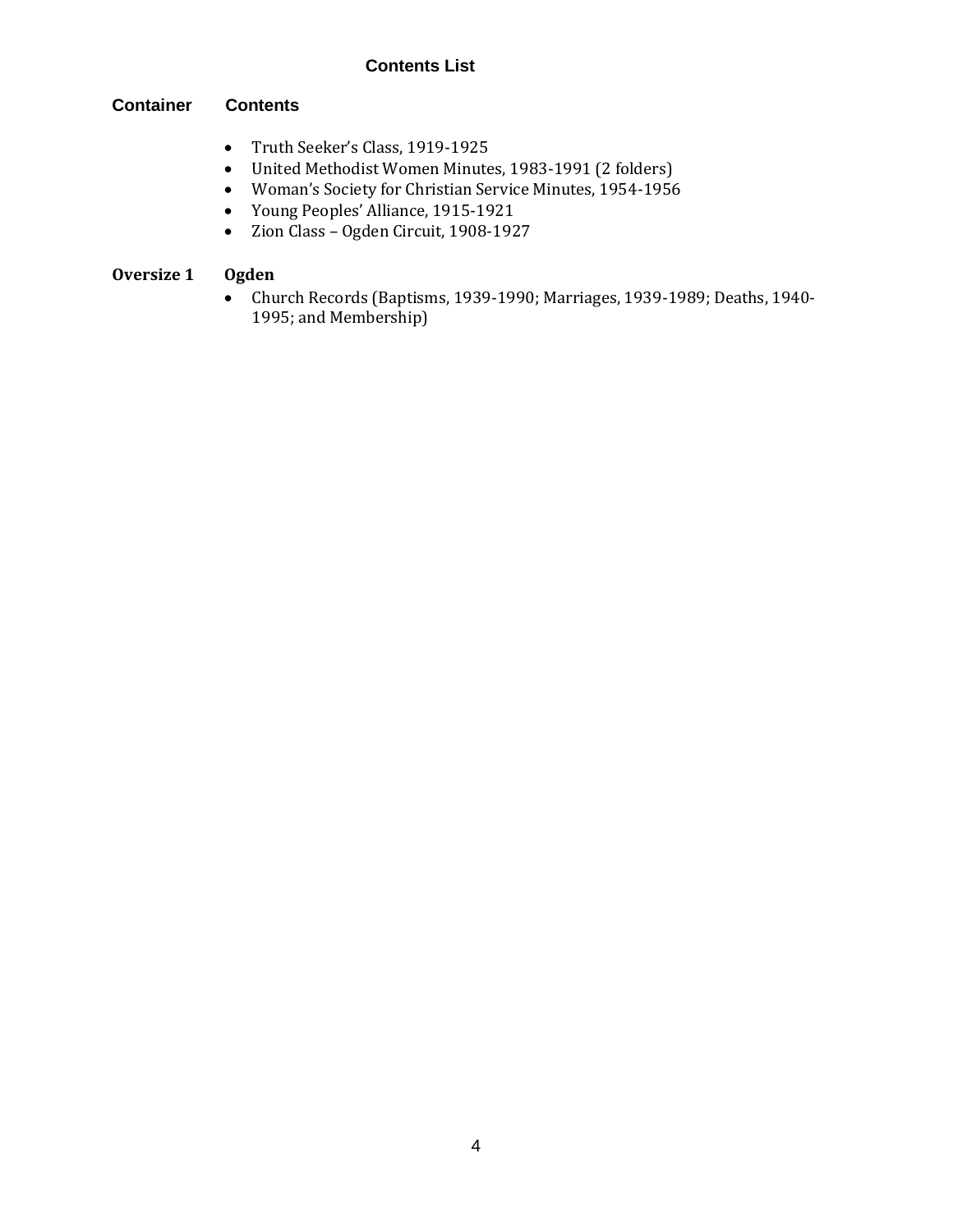## Contents List

**Container** **Contents**

- Truth Seeker's Class, 1919-1925
- United Methodist Women Minutes, 1983-1991 (2 folders)
- Woman's Society for Christian Service Minutes, 1954-1956
- Young Peoples' Alliance, 1915-1921
- Zion Class – Ogden Circuit, 1908-1927

**Oversize 1** **Ogden**

- Church Records (Baptisms, 1939-1990; Marriages, 1939-1989; Deaths, 1940-1995; and Membership)